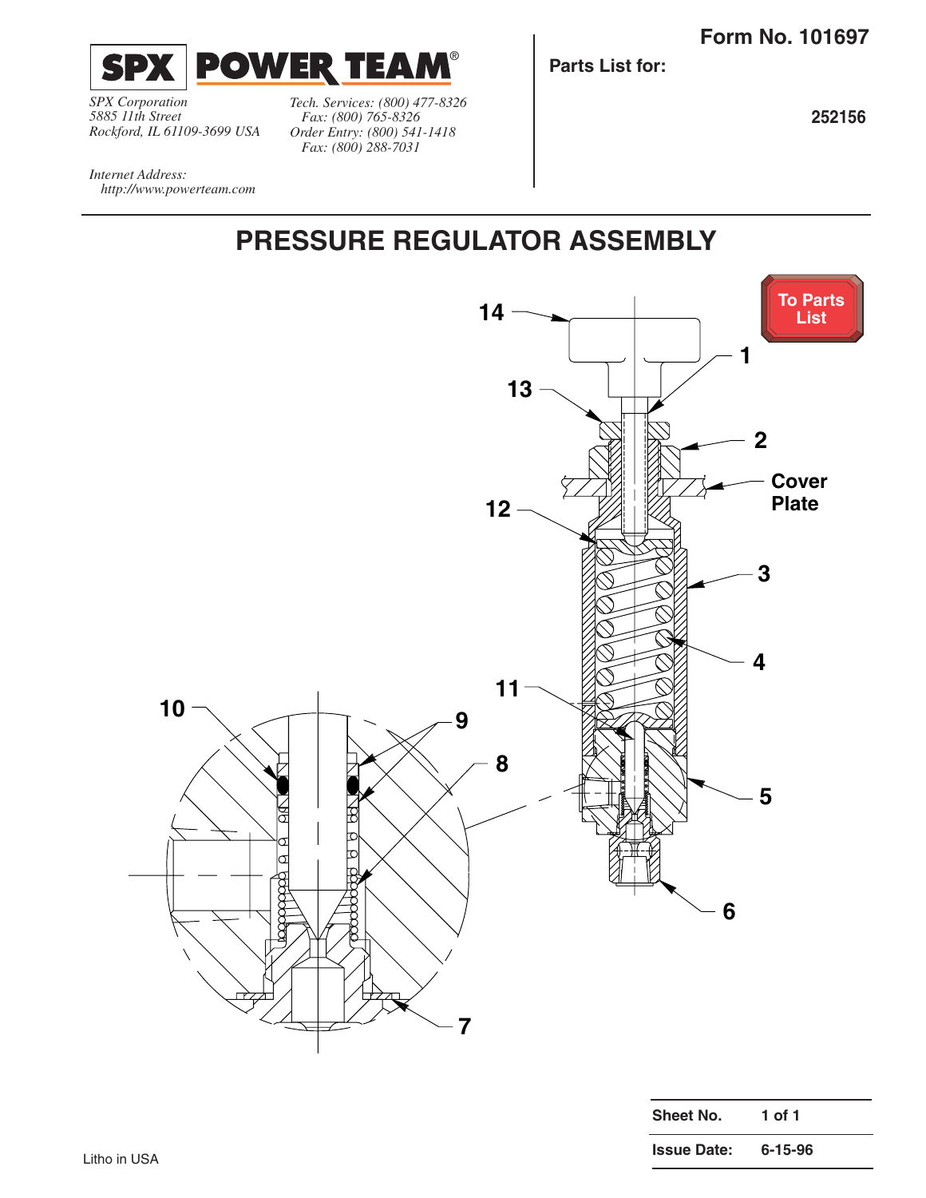**SPX POWER TEAM®**

*SPX Corporation*
*5885 11th Street*
*Rockford, IL 61109-3699 USA*

*Tech. Services: (800) 477-8326*
*Fax: (800) 765-8326*
*Order Entry: (800) 541-1418*
*Fax: (800) 288-7031*

*Internet Address:*
*http://www.powerteam.com*

**Form No. 101697**

**Parts List for:**

**252156**

# PRESSURE REGULATOR ASSEMBLY

To Parts List

14, 1, 13, 2, Cover Plate, 12, 3, 4, 11, 10, 9, 8, 5, 6, 7

| Sheet No. | 1 of 1 |
| --- | --- |
| Issue Date: | 6-15-96 |

Litho in USA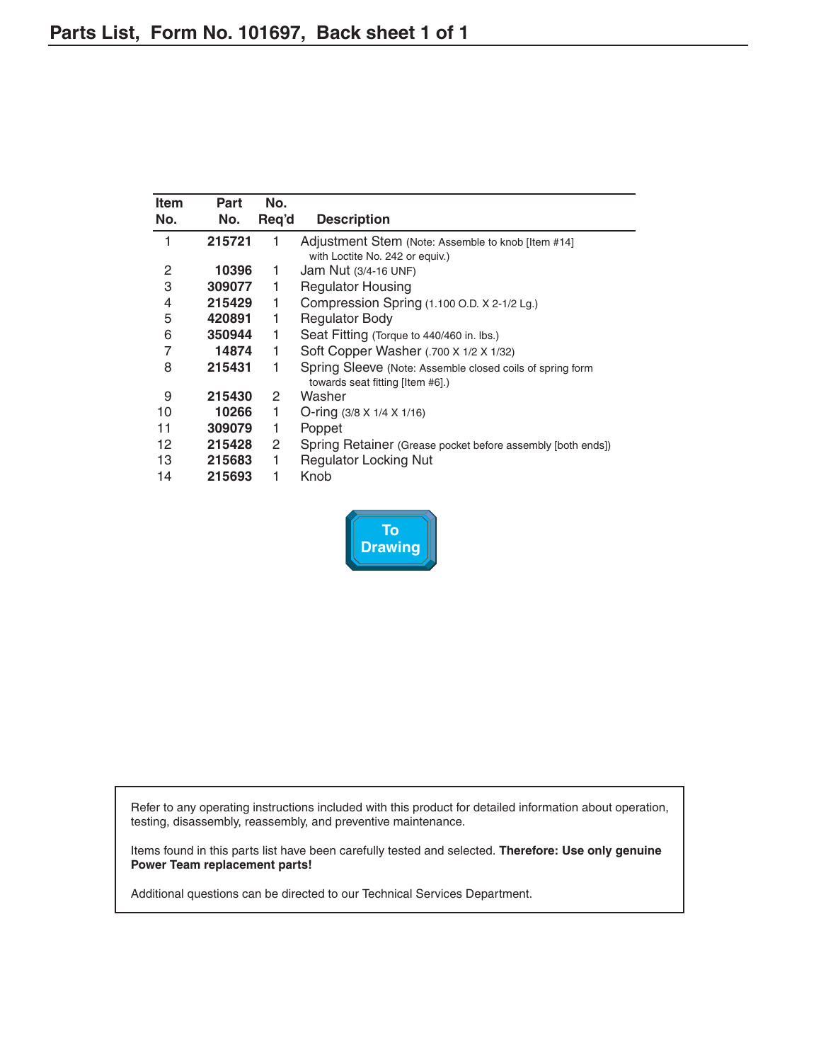# Parts List, Form No. 101697, Back sheet 1 of 1

| Item No. | Part No. | No. Req'd | Description |
|---|---|---|---|
| 1 | **215721** | 1 | Adjustment Stem (Note: Assemble to knob [Item #14] with Loctite No. 242 or equiv.) |
| 2 | **10396** | 1 | Jam Nut (3/4-16 UNF) |
| 3 | **309077** | 1 | Regulator Housing |
| 4 | **215429** | 1 | Compression Spring (1.100 O.D. X 2-1/2 Lg.) |
| 5 | **420891** | 1 | Regulator Body |
| 6 | **350944** | 1 | Seat Fitting (Torque to 440/460 in. lbs.) |
| 7 | **14874** | 1 | Soft Copper Washer (.700 X 1/2 X 1/32) |
| 8 | **215431** | 1 | Spring Sleeve (Note: Assemble closed coils of spring form towards seat fitting [Item #6].) |
| 9 | **215430** | 2 | Washer |
| 10 | **10266** | 1 | O-ring (3/8 X 1/4 X 1/16) |
| 11 | **309079** | 1 | Poppet |
| 12 | **215428** | 2 | Spring Retainer (Grease pocket before assembly [both ends]) |
| 13 | **215683** | 1 | Regulator Locking Nut |
| 14 | **215693** | 1 | Knob |

To Drawing

Refer to any operating instructions included with this product for detailed information about operation, testing, disassembly, reassembly, and preventive maintenance.

Items found in this parts list have been carefully tested and selected. **Therefore: Use only genuine Power Team replacement parts!**

Additional questions can be directed to our Technical Services Department.